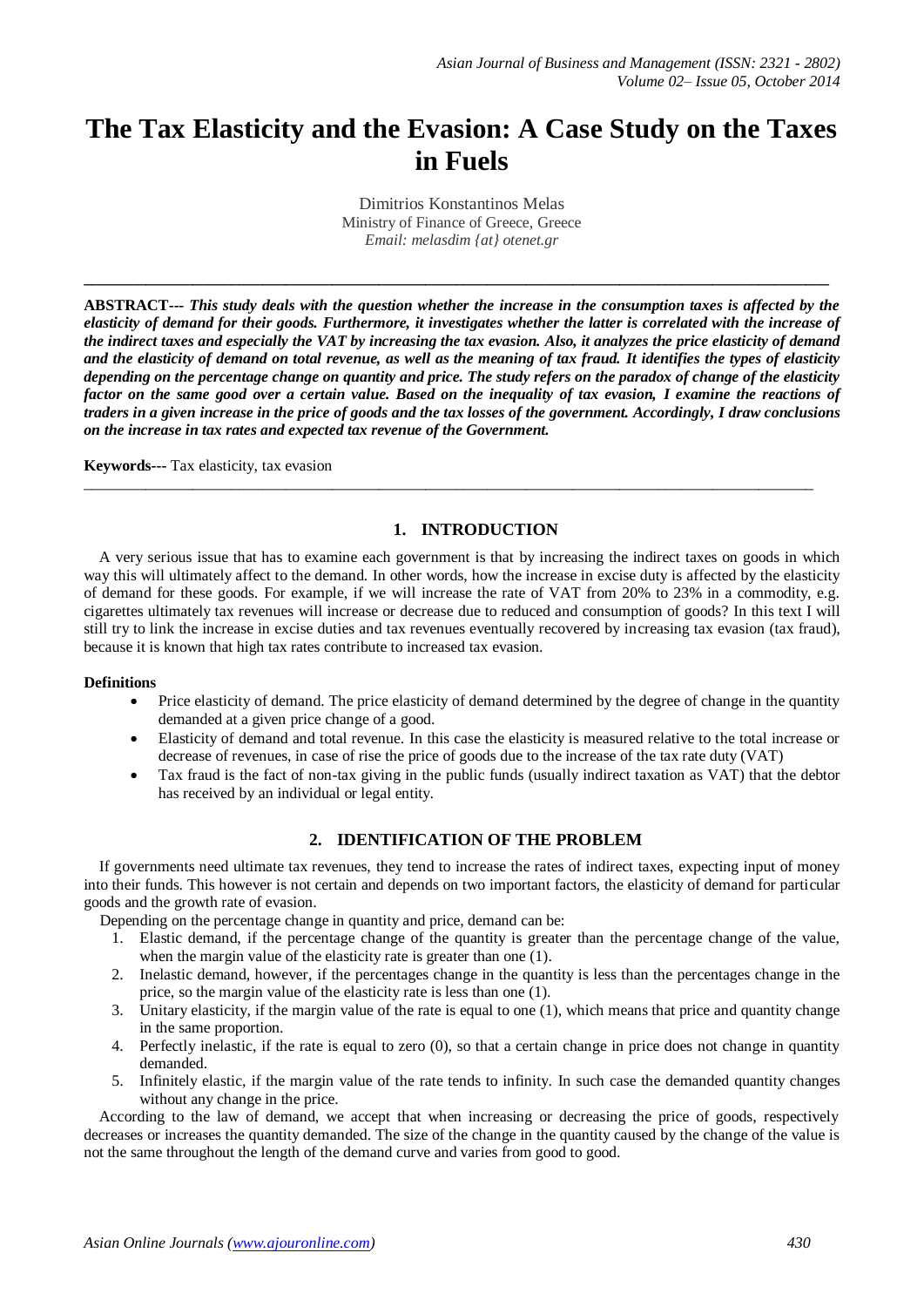# The Tax Elasticity and the Evasion: A Case Study on the Taxes in Fuels

Dimitrios Konstantinos Melas
Ministry of Finance of Greece, Greece
*Email: melasdim {at} otenet.gr*

---

**ABSTRACT---** ***This study deals with the question whether the increase in the consumption taxes is affected by the elasticity of demand for their goods. Furthermore, it investigates whether the latter is correlated with the increase of the indirect taxes and especially the VAT by increasing the tax evasion. Also, it analyzes the price elasticity of demand and the elasticity of demand on total revenue, as well as the meaning of tax fraud. It identifies the types of elasticity depending on the percentage change on quantity and price. The study refers on the paradox of change of the elasticity factor on the same good over a certain value. Based on the inequality of tax evasion, I examine the reactions of traders in a given increase in the price of goods and the tax losses of the government. Accordingly, I draw conclusions on the increase in tax rates and expected tax revenue of the Government.***

**Keywords---** Tax elasticity, tax evasion

---

## 1. INTRODUCTION

A very serious issue that has to examine each government is that by increasing the indirect taxes on goods in which way this will ultimately affect to the demand. In other words, how the increase in excise duty is affected by the elasticity of demand for these goods. For example, if we will increase the rate of VAT from 20% to 23% in a commodity, e.g. cigarettes ultimately tax revenues will increase or decrease due to reduced and consumption of goods? In this text I will still try to link the increase in excise duties and tax revenues eventually recovered by increasing tax evasion (tax fraud), because it is known that high tax rates contribute to increased tax evasion.

**Definitions**

- Price elasticity of demand. The price elasticity of demand determined by the degree of change in the quantity demanded at a given price change of a good.
- Elasticity of demand and total revenue. In this case the elasticity is measured relative to the total increase or decrease of revenues, in case of rise the price of goods due to the increase of the tax rate duty (VAT)
- Tax fraud is the fact of non-tax giving in the public funds (usually indirect taxation as VAT) that the debtor has received by an individual or legal entity.

## 2. IDENTIFICATION OF THE PROBLEM

If governments need ultimate tax revenues, they tend to increase the rates of indirect taxes, expecting input of money into their funds. This however is not certain and depends on two important factors, the elasticity of demand for particular goods and the growth rate of evasion.

Depending on the percentage change in quantity and price, demand can be:

1. Elastic demand, if the percentage change of the quantity is greater than the percentage change of the value, when the margin value of the elasticity rate is greater than one (1).
2. Inelastic demand, however, if the percentages change in the quantity is less than the percentages change in the price, so the margin value of the elasticity rate is less than one (1).
3. Unitary elasticity, if the margin value of the rate is equal to one (1), which means that price and quantity change in the same proportion.
4. Perfectly inelastic, if the rate is equal to zero (0), so that a certain change in price does not change in quantity demanded.
5. Infinitely elastic, if the margin value of the rate tends to infinity. In such case the demanded quantity changes without any change in the price.

According to the law of demand, we accept that when increasing or decreasing the price of goods, respectively decreases or increases the quantity demanded. The size of the change in the quantity caused by the change of the value is not the same throughout the length of the demand curve and varies from good to good.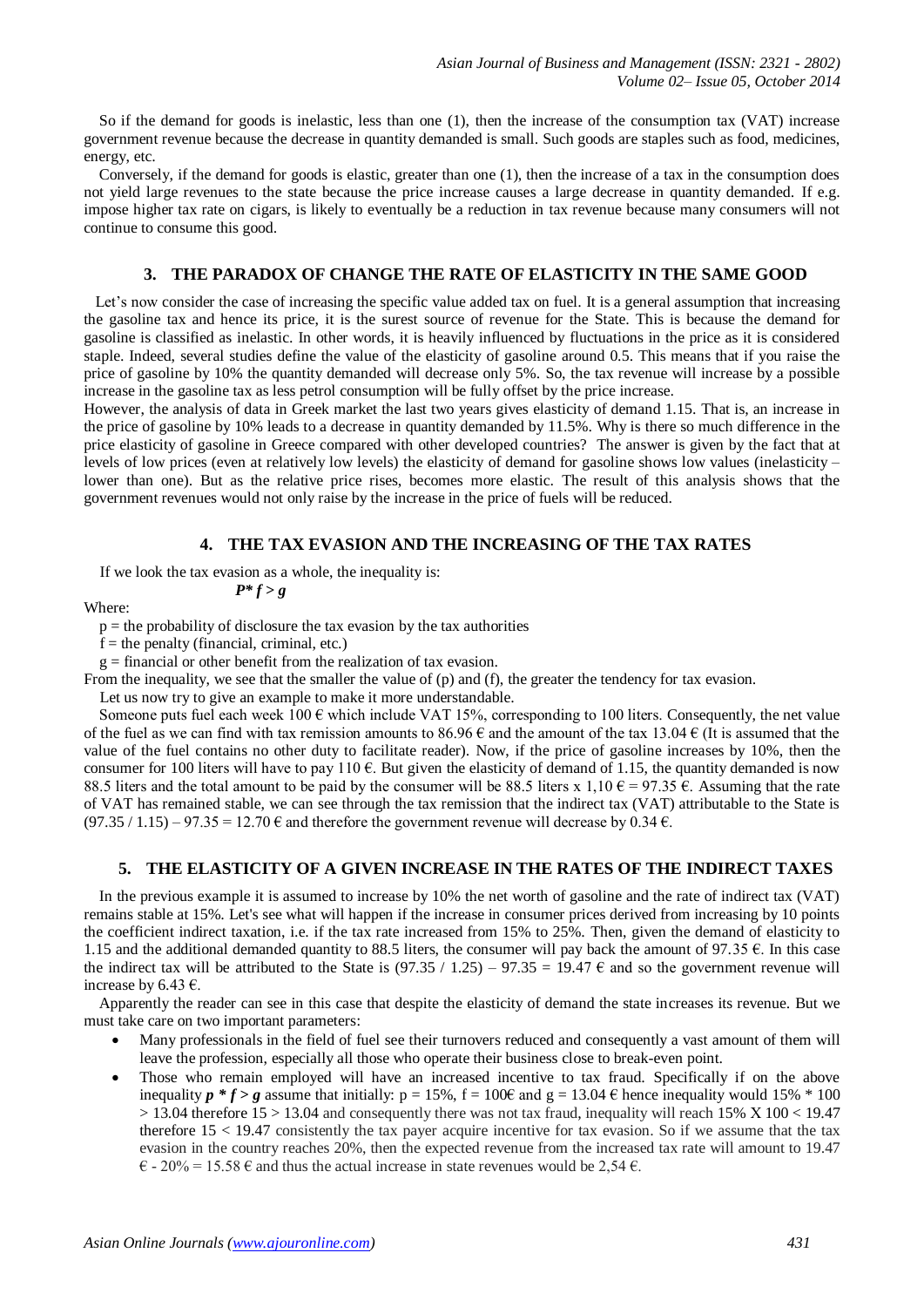So if the demand for goods is inelastic, less than one (1), then the increase of the consumption tax (VAT) increase government revenue because the decrease in quantity demanded is small. Such goods are staples such as food, medicines, energy, etc.

Conversely, if the demand for goods is elastic, greater than one (1), then the increase of a tax in the consumption does not yield large revenues to the state because the price increase causes a large decrease in quantity demanded. If e.g. impose higher tax rate on cigars, is likely to eventually be a reduction in tax revenue because many consumers will not continue to consume this good.

## 3. THE PARADOX OF CHANGE THE RATE OF ELASTICITY IN THE SAME GOOD

Let's now consider the case of increasing the specific value added tax on fuel. It is a general assumption that increasing the gasoline tax and hence its price, it is the surest source of revenue for the State. This is because the demand for gasoline is classified as inelastic. In other words, it is heavily influenced by fluctuations in the price as it is considered staple. Indeed, several studies define the value of the elasticity of gasoline around 0.5. This means that if you raise the price of gasoline by 10% the quantity demanded will decrease only 5%. So, the tax revenue will increase by a possible increase in the gasoline tax as less petrol consumption will be fully offset by the price increase.

However, the analysis of data in Greek market the last two years gives elasticity of demand 1.15. That is, an increase in the price of gasoline by 10% leads to a decrease in quantity demanded by 11.5%. Why is there so much difference in the price elasticity of gasoline in Greece compared with other developed countries? The answer is given by the fact that at levels of low prices (even at relatively low levels) the elasticity of demand for gasoline shows low values (inelasticity – lower than one). But as the relative price rises, becomes more elastic. The result of this analysis shows that the government revenues would not only raise by the increase in the price of fuels will be reduced.

## 4. THE TAX EVASION AND THE INCREASING OF THE TAX RATES

If we look the tax evasion as a whole, the inequality is:

$$P * f > g$$

Where:

p = the probability of disclosure the tax evasion by the tax authorities

f = the penalty (financial, criminal, etc.)

g = financial or other benefit from the realization of tax evasion.

From the inequality, we see that the smaller the value of (p) and (f), the greater the tendency for tax evasion.

Let us now try to give an example to make it more understandable.

Someone puts fuel each week 100 € which include VAT 15%, corresponding to 100 liters. Consequently, the net value of the fuel as we can find with tax remission amounts to 86.96 € and the amount of the tax 13.04 € (It is assumed that the value of the fuel contains no other duty to facilitate reader). Now, if the price of gasoline increases by 10%, then the consumer for 100 liters will have to pay 110 €. But given the elasticity of demand of 1.15, the quantity demanded is now 88.5 liters and the total amount to be paid by the consumer will be 88.5 liters x 1,10 € = 97.35 €. Assuming that the rate of VAT has remained stable, we can see through the tax remission that the indirect tax (VAT) attributable to the State is (97.35 / 1.15) – 97.35 = 12.70 € and therefore the government revenue will decrease by 0.34 €.

## 5. THE ELASTICITY OF A GIVEN INCREASE IN THE RATES OF THE INDIRECT TAXES

In the previous example it is assumed to increase by 10% the net worth of gasoline and the rate of indirect tax (VAT) remains stable at 15%. Let's see what will happen if the increase in consumer prices derived from increasing by 10 points the coefficient indirect taxation, i.e. if the tax rate increased from 15% to 25%. Then, given the demand of elasticity to 1.15 and the additional demanded quantity to 88.5 liters, the consumer will pay back the amount of 97.35 €. In this case the indirect tax will be attributed to the State is (97.35 / 1.25) – 97.35 = 19.47 € and so the government revenue will increase by 6.43 €.

Apparently the reader can see in this case that despite the elasticity of demand the state increases its revenue. But we must take care on two important parameters:

- Many professionals in the field of fuel see their turnovers reduced and consequently a vast amount of them will leave the profession, especially all those who operate their business close to break-even point.
- Those who remain employed will have an increased incentive to tax fraud. Specifically if on the above inequality $p * f > g$ assume that initially: p = 15%, f = 100€ and g = 13.04 € hence inequality would 15% * 100 > 13.04 therefore 15 > 13.04 and consequently there was not tax fraud, inequality will reach 15% X 100 < 19.47 therefore 15 < 19.47 consistently the tax payer acquire incentive for tax evasion. So if we assume that the tax evasion in the country reaches 20%, then the expected revenue from the increased tax rate will amount to 19.47 € - 20% = 15.58 € and thus the actual increase in state revenues would be 2,54 €.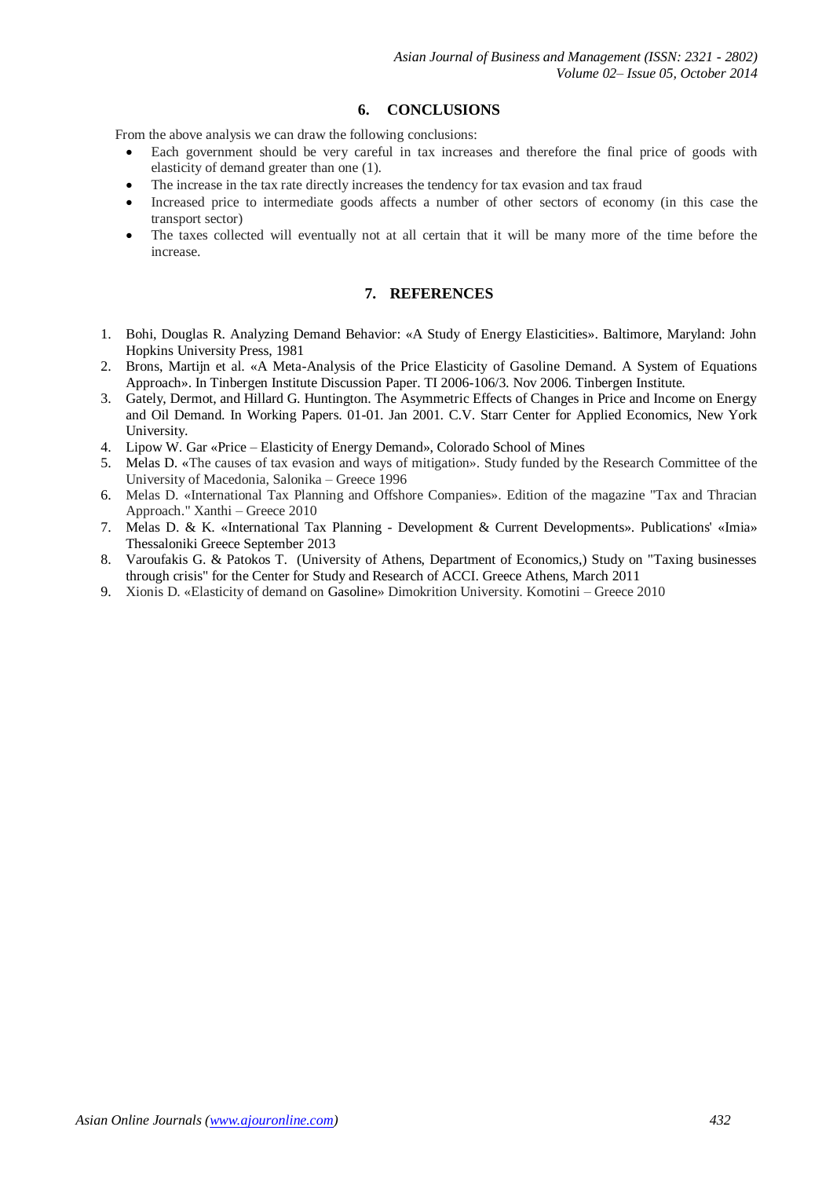## 6. CONCLUSIONS

From the above analysis we can draw the following conclusions:

- Each government should be very careful in tax increases and therefore the final price of goods with elasticity of demand greater than one (1).
- The increase in the tax rate directly increases the tendency for tax evasion and tax fraud
- Increased price to intermediate goods affects a number of other sectors of economy (in this case the transport sector)
- The taxes collected will eventually not at all certain that it will be many more of the time before the increase.

## 7. REFERENCES

1. Bohi, Douglas R. Analyzing Demand Behavior: «A Study of Energy Elasticities». Baltimore, Maryland: John Hopkins University Press, 1981
2. Brons, Martijn et al. «A Meta-Analysis of the Price Elasticity of Gasoline Demand. A System of Equations Approach». In Tinbergen Institute Discussion Paper. TI 2006-106/3. Nov 2006. Tinbergen Institute.
3. Gately, Dermot, and Hillard G. Huntington. The Asymmetric Effects of Changes in Price and Income on Energy and Oil Demand. In Working Papers. 01-01. Jan 2001. C.V. Starr Center for Applied Economics, New York University.
4. Lipow W. Gar «Price – Elasticity of Energy Demand», Colorado School of Mines
5. Melas D. «The causes of tax evasion and ways of mitigation». Study funded by the Research Committee of the University of Macedonia, Salonika – Greece 1996
6. Melas D. «International Tax Planning and Offshore Companies». Edition of the magazine "Tax and Thracian Approach." Xanthi – Greece 2010
7. Melas D. & K. «International Tax Planning - Development & Current Developments». Publications' «Imia» Thessaloniki Greece September 2013
8. Varoufakis G. & Patokos T. (University of Athens, Department of Economics,) Study on "Taxing businesses through crisis" for the Center for Study and Research of ACCI. Greece Athens, March 2011
9. Xionis D. «Elasticity of demand on Gasoline» Dimokrition University. Komotini – Greece 2010